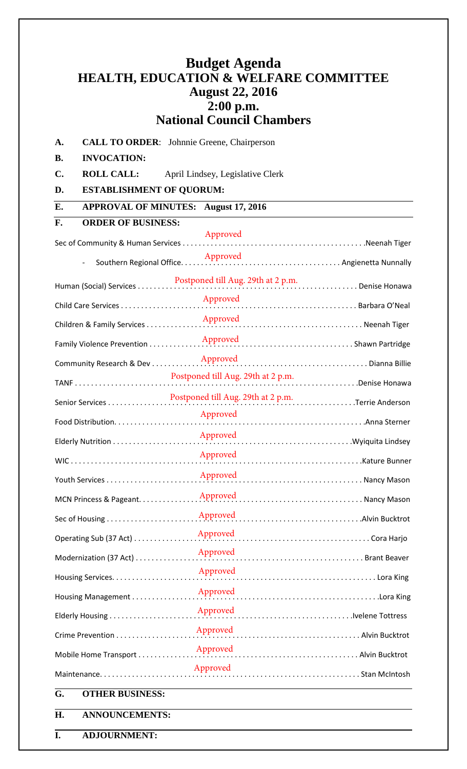# Budget Agenda
## HEALTH, EDUCATION & WELFARE COMMITTEE
### August 22, 2016
### 2:00 p.m.
### National Council Chambers

**A. CALL TO ORDER**: Johnnie Greene, Chairperson

**B. INVOCATION:**

**C. ROLL CALL:** April Lindsey, Legislative Clerk

**D. ESTABLISHMENT OF QUORUM:**

**E. APPROVAL OF MINUTES: August 17, 2016**

**F. ORDER OF BUSINESS:**

| Item | Status | Presenter |
|---|---|---|
| Sec of Community & Human Services | Approved | Neenah Tiger |
| - Southern Regional Office | Approved | Angienetta Nunnally |
| Human (Social) Services | Postponed till Aug. 29th at 2 p.m. | Denise Honawa |
| Child Care Services | Approved | Barbara O'Neal |
| Children & Family Services | Approved | Neenah Tiger |
| Family Violence Prevention | Approved | Shawn Partridge |
| Community Research & Dev | Approved | Dianna Billie |
| TANF | Postponed till Aug. 29th at 2 p.m. | Denise Honawa |
| Senior Services | Postponed till Aug. 29th at 2 p.m. | Terrie Anderson |
| Food Distribution | Approved | Anna Sterner |
| Elderly Nutrition | Approved | Wyiquita Lindsey |
| WIC | Approved | Kature Bunner |
| Youth Services | Approved | Nancy Mason |
| MCN Princess & Pageant | Approved | Nancy Mason |
| Sec of Housing | Approved | Alvin Bucktrot |
| Operating Sub (37 Act) | Approved | Cora Harjo |
| Modernization (37 Act) | Approved | Brant Beaver |
| Housing Services | Approved | Lora King |
| Housing Management | Approved | Lora King |
| Elderly Housing | Approved | Ivelene Tottress |
| Crime Prevention | Approved | Alvin Bucktrot |
| Mobile Home Transport | Approved | Alvin Bucktrot |
| Maintenance | Approved | Stan McIntosh |

**G. OTHER BUSINESS:**

**H. ANNOUNCEMENTS:**

**I. ADJOURNMENT:**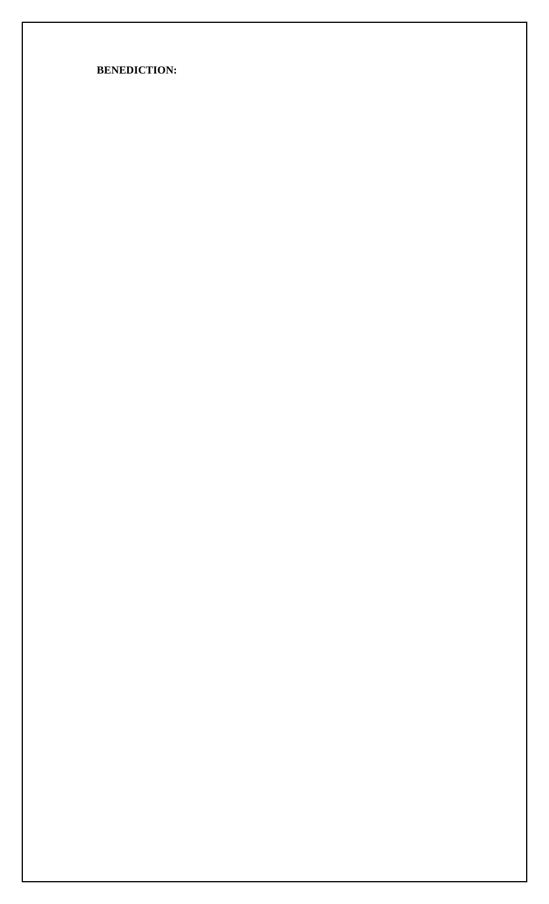**BENEDICTION:**